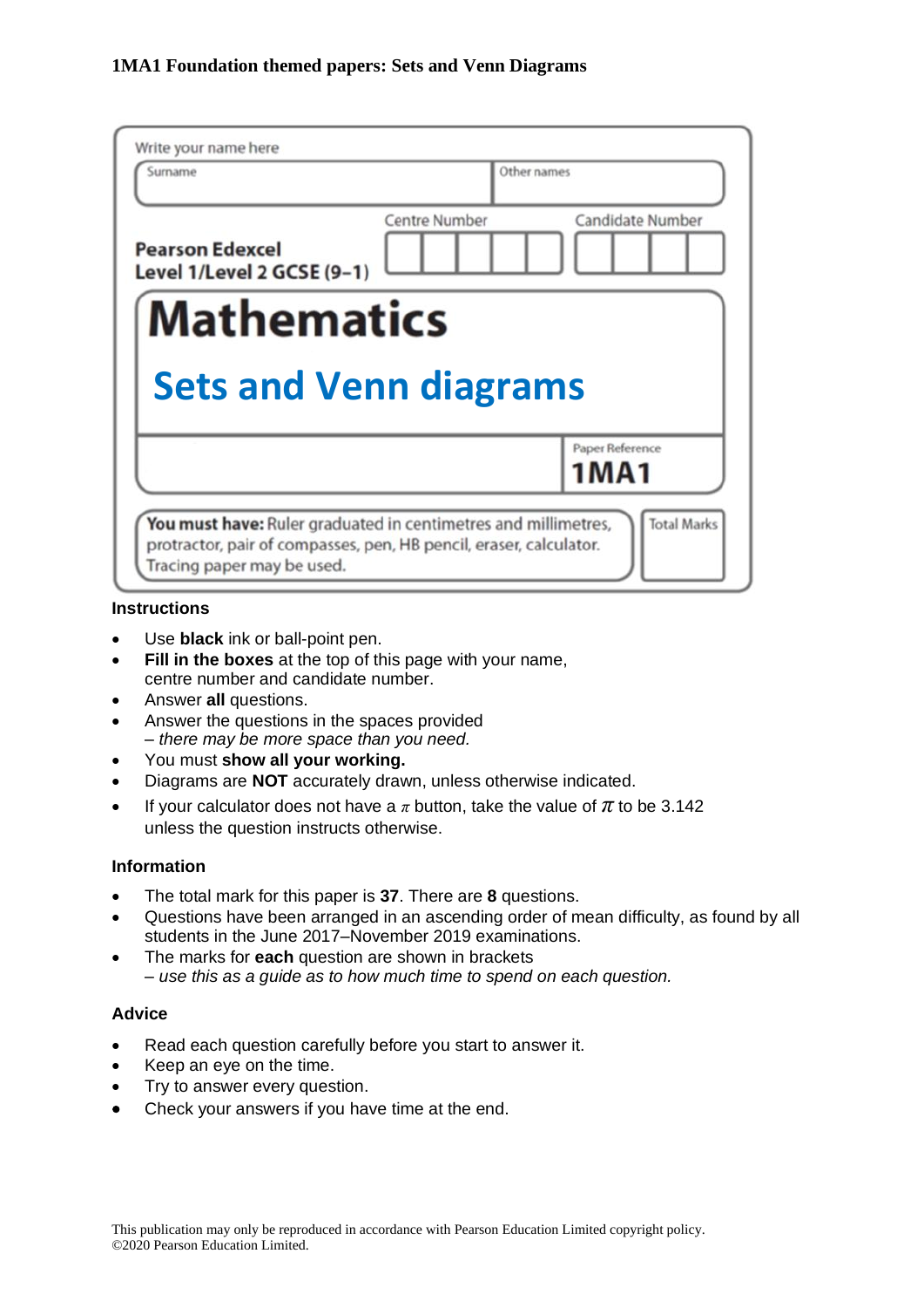**1MA1 Foundation themed papers: Sets and Venn Diagrams**

Write your name here

| Surname | Other names |
|---|---|
| | |

**Pearson Edexcel Level 1/Level 2 GCSE (9–1)**

Centre Number | Candidate Number

# Mathematics

## Sets and Venn diagrams

Paper Reference **1MA1**

**You must have:** Ruler graduated in centimetres and millimetres, protractor, pair of compasses, pen, HB pencil, eraser, calculator. Tracing paper may be used.

Total Marks

### Instructions

- Use **black** ink or ball-point pen.
- **Fill in the boxes** at the top of this page with your name, centre number and candidate number.
- Answer **all** questions.
- Answer the questions in the spaces provided
  *– there may be more space than you need.*
- You must **show all your working.**
- Diagrams are **NOT** accurately drawn, unless otherwise indicated.
- If your calculator does not have a $\pi$ button, take the value of $\pi$ to be 3.142 unless the question instructs otherwise.

### Information

- The total mark for this paper is **37**. There are **8** questions.
- Questions have been arranged in an ascending order of mean difficulty, as found by all students in the June 2017–November 2019 examinations.
- The marks for **each** question are shown in brackets
  *– use this as a guide as to how much time to spend on each question.*

### Advice

- Read each question carefully before you start to answer it.
- Keep an eye on the time.
- Try to answer every question.
- Check your answers if you have time at the end.

This publication may only be reproduced in accordance with Pearson Education Limited copyright policy.
©2020 Pearson Education Limited.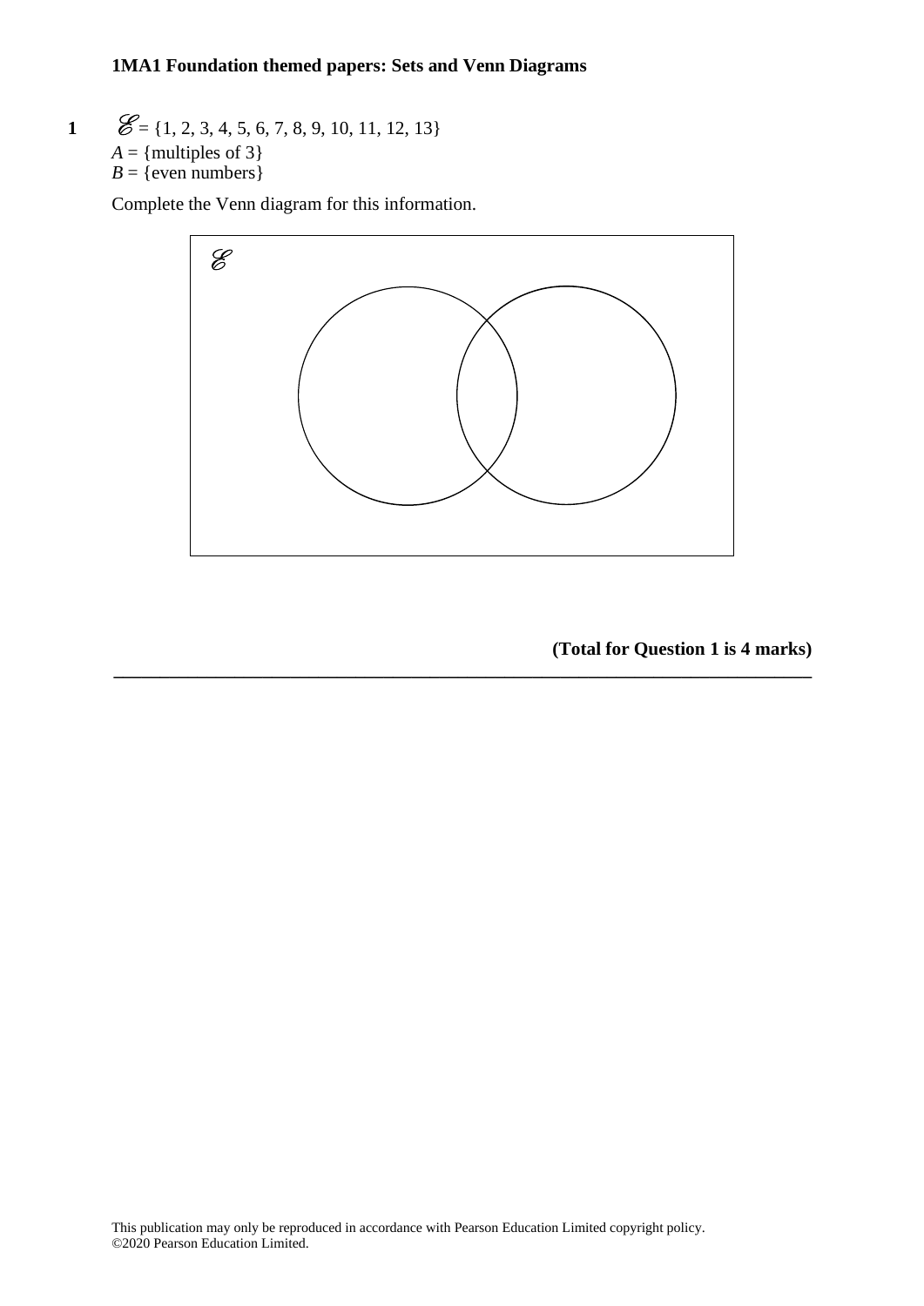**1MA1 Foundation themed papers: Sets and Venn Diagrams**

**1** $\mathscr{E}$ = {1, 2, 3, 4, 5, 6, 7, 8, 9, 10, 11, 12, 13}
$A$ = {multiples of 3}
$B$ = {even numbers}

Complete the Venn diagram for this information.

$\mathscr{E}$

**(Total for Question 1 is 4 marks)**

---

This publication may only be reproduced in accordance with Pearson Education Limited copyright policy.
©2020 Pearson Education Limited.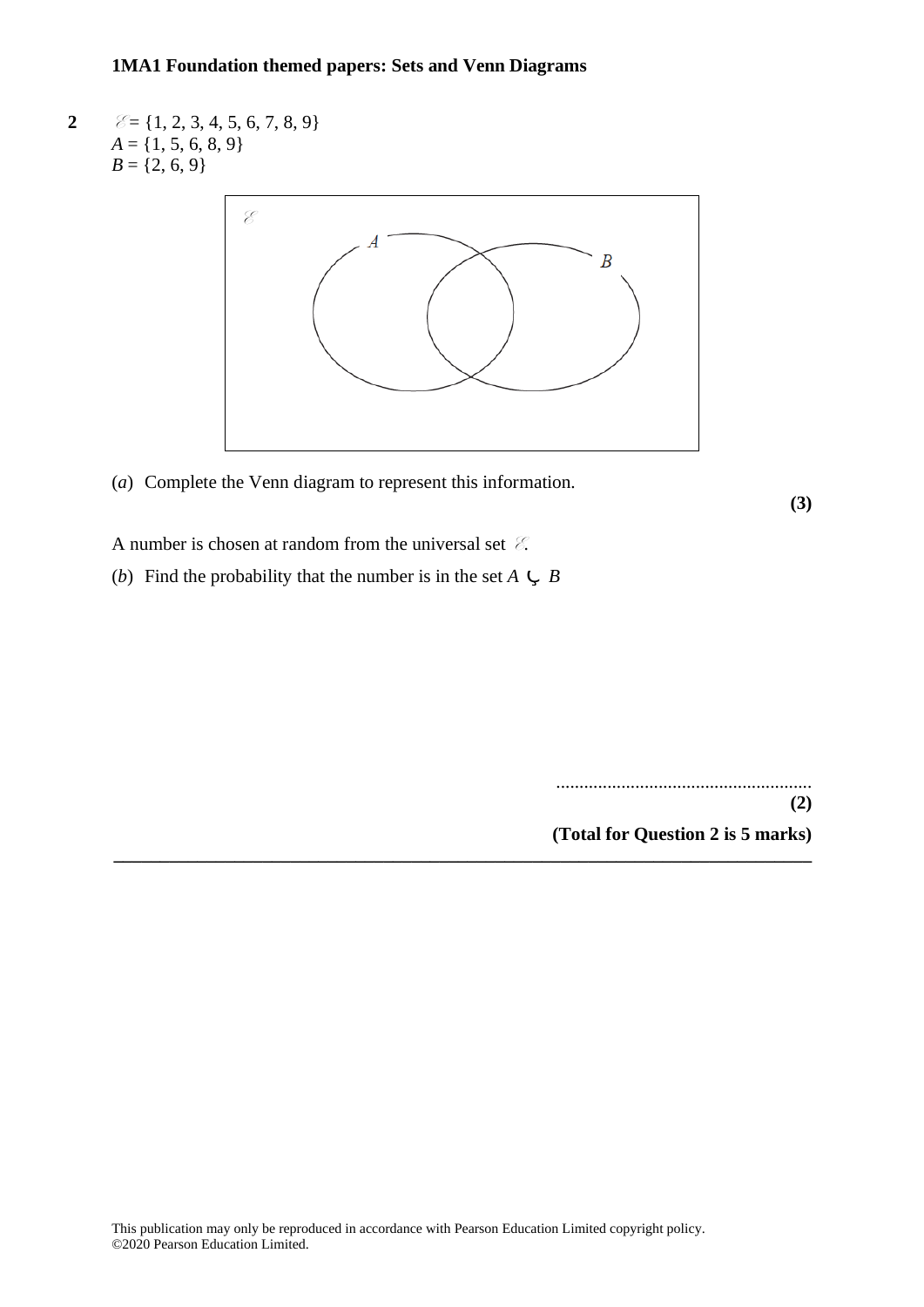**1MA1 Foundation themed papers: Sets and Venn Diagrams**

**2** $\mathscr{E} = \{1, 2, 3, 4, 5, 6, 7, 8, 9\}$
$A = \{1, 5, 6, 8, 9\}$
$B = \{2, 6, 9\}$

(*a*) Complete the Venn diagram to represent this information.

**(3)**

A number is chosen at random from the universal set $\mathscr{E}$.

(*b*) Find the probability that the number is in the set $A \cup B$

.......................................................

**(2)**

**(Total for Question 2 is 5 marks)**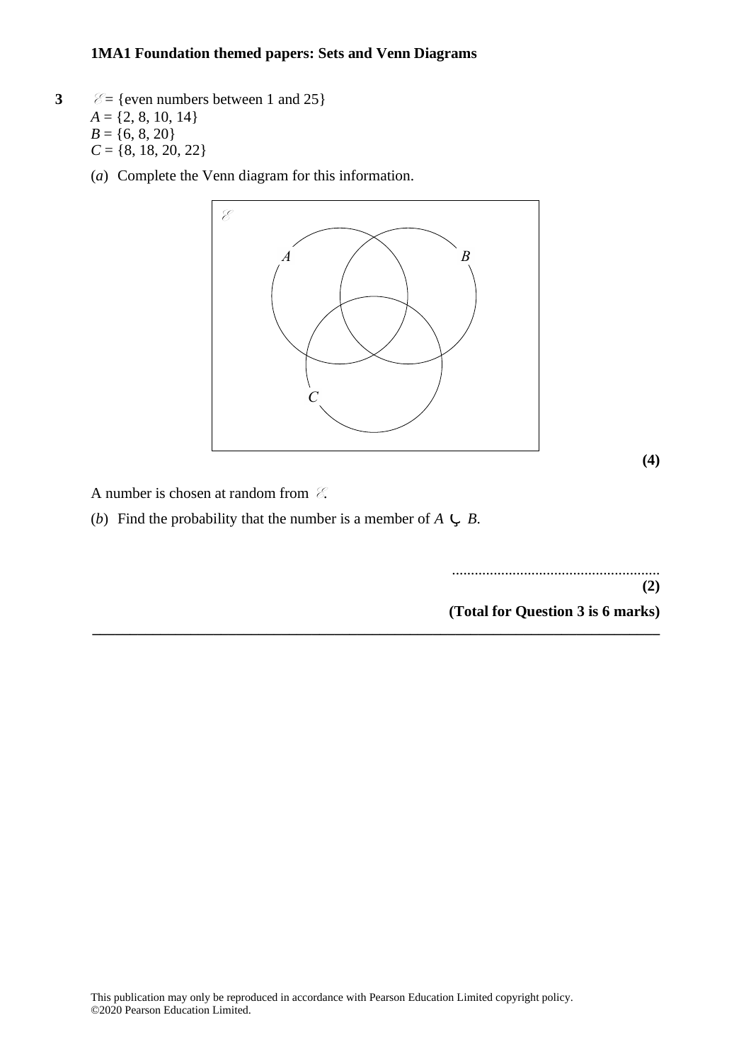**3** $\mathscr{E}$ = {even numbers between 1 and 25}
$A$ = {2, 8, 10, 14}
$B$ = {6, 8, 20}
$C$ = {8, 18, 20, 22}

(*a*) Complete the Venn diagram for this information.

$\mathscr{E}$

*A* *B*

*C*

**(4)**

A number is chosen at random from $\mathscr{E}$.

(*b*) Find the probability that the number is a member of $A \cup B$.

.......................................................
**(2)**

**(Total for Question 3 is 6 marks)**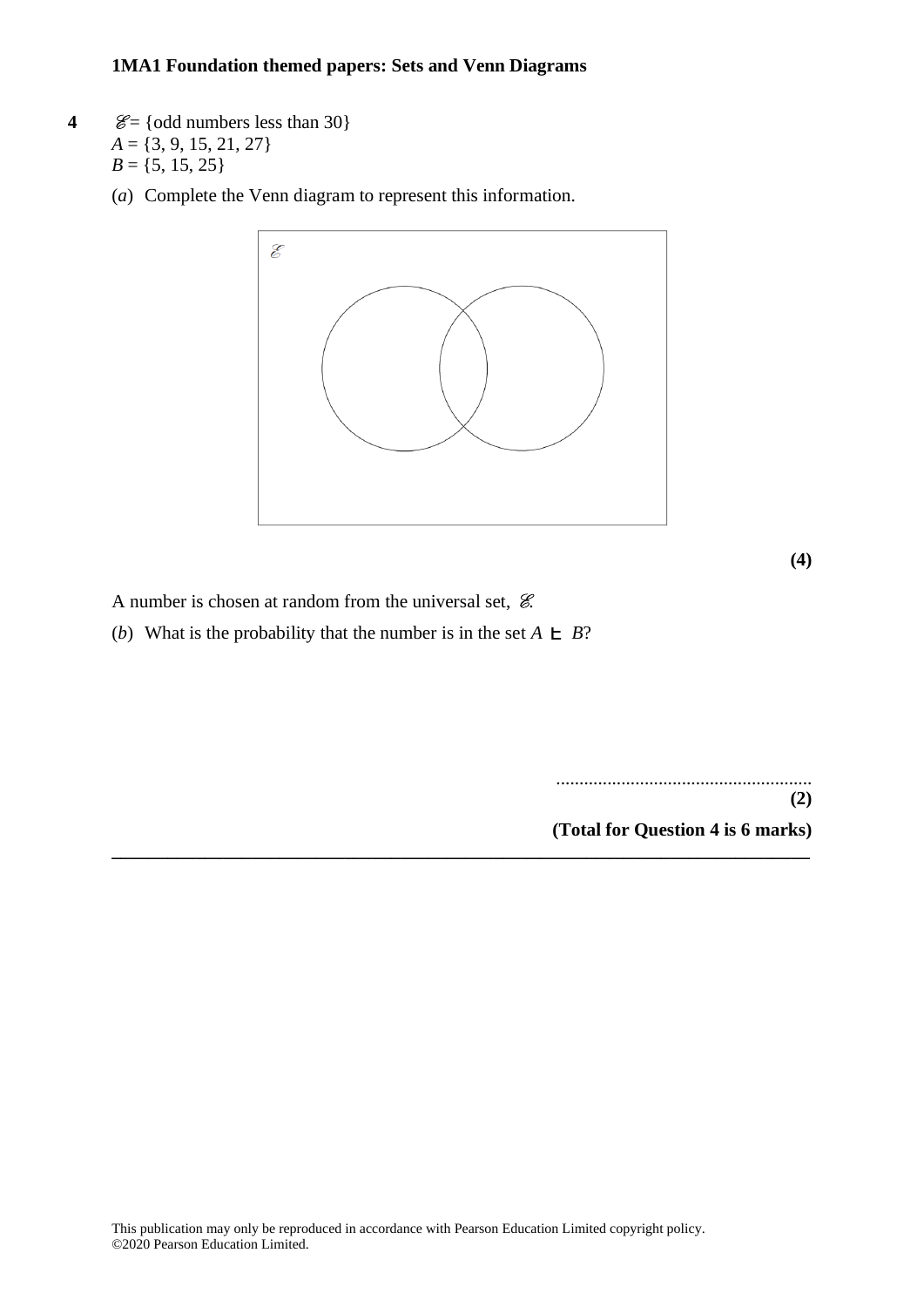**4** $\mathscr{E}$ = {odd numbers less than 30}
$A$ = {3, 9, 15, 21, 27}
$B$ = {5, 15, 25}

(*a*) Complete the Venn diagram to represent this information.

**(4)**

A number is chosen at random from the universal set, $\mathscr{E}$.

(*b*) What is the probability that the number is in the set $A \cup B$?

......................................................

**(2)**

**(Total for Question 4 is 6 marks)**

---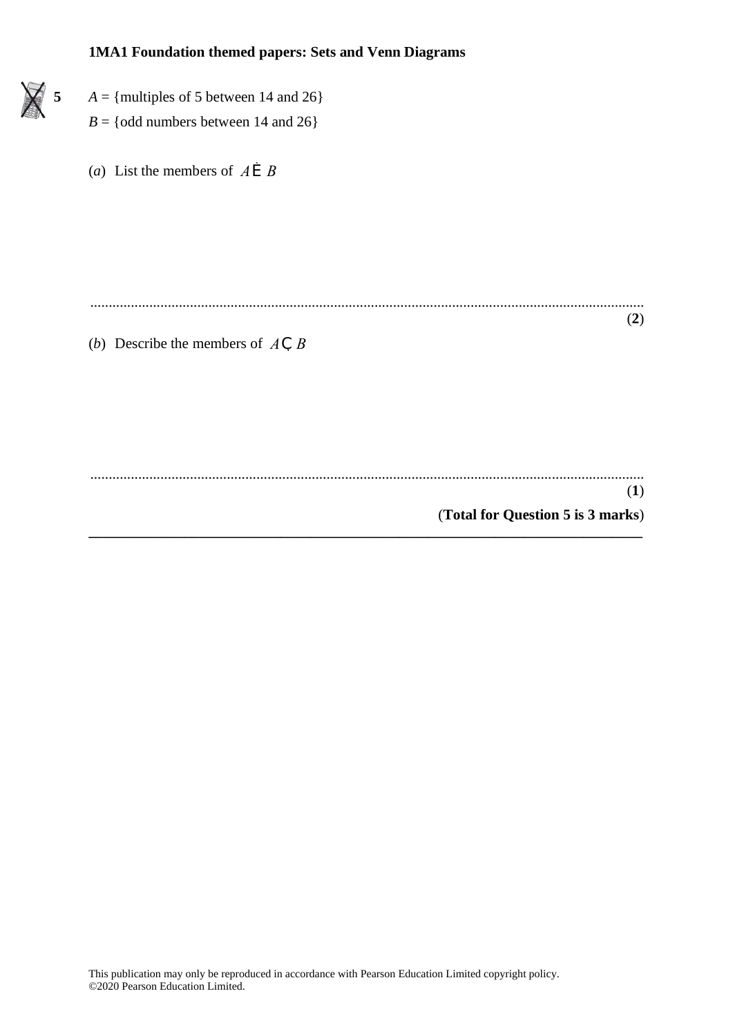**1MA1 Foundation themed papers: Sets and Venn Diagrams**

**5** $A$ = {multiples of 5 between 14 and 26}

$B$ = {odd numbers between 14 and 26}

(*a*) List the members of $A \cup B$

..........................................................................................................................................

**(2)**

(*b*) Describe the members of $A \cap B$

..........................................................................................................................................

**(1)**

**(Total for Question 5 is 3 marks)**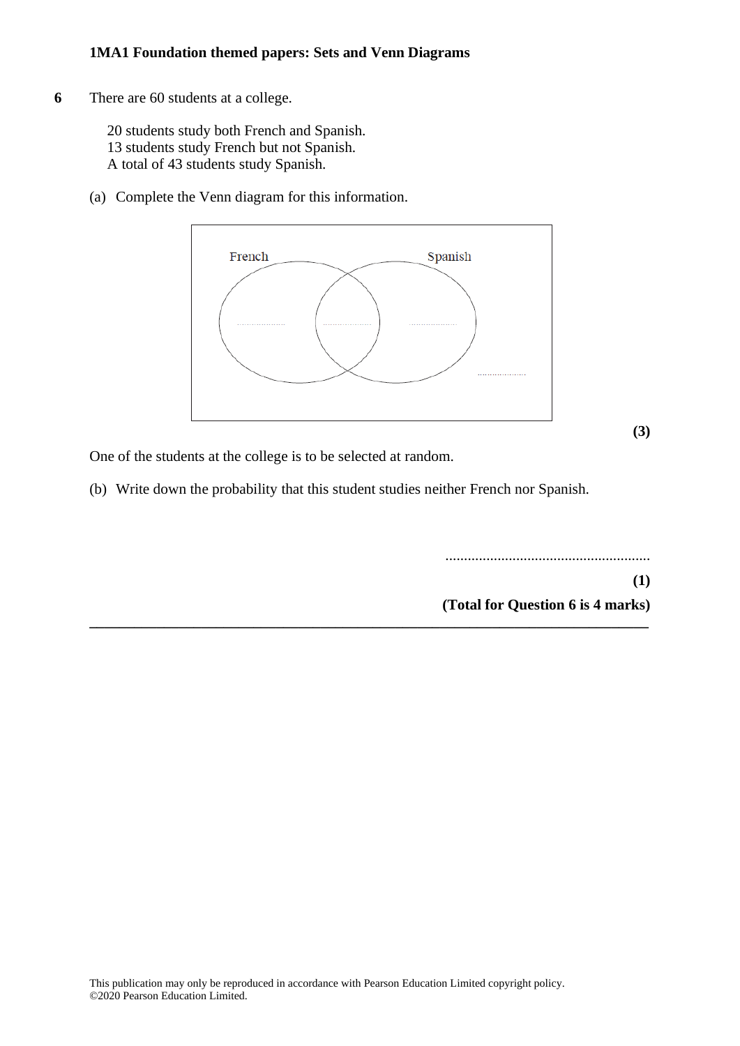**6** There are 60 students at a college.

20 students study both French and Spanish.
13 students study French but not Spanish.
A total of 43 students study Spanish.

(a) Complete the Venn diagram for this information.

French ................... | ................... | ................... Spanish

...................

**(3)**

One of the students at the college is to be selected at random.

(b) Write down the probability that this student studies neither French nor Spanish.

......................................................

**(1)**

**(Total for Question 6 is 4 marks)**

---

This publication may only be reproduced in accordance with Pearson Education Limited copyright policy.
©2020 Pearson Education Limited.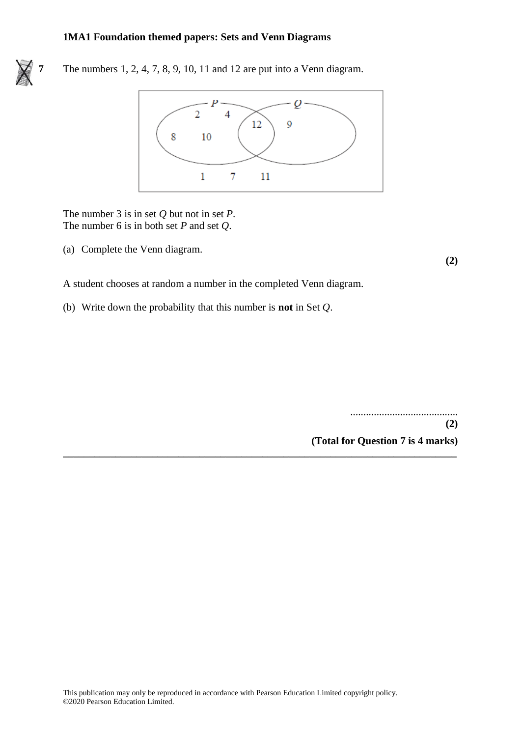**7** The numbers 1, 2, 4, 7, 8, 9, 10, 11 and 12 are put into a Venn diagram.

P only: 2, 4, 8, 10
P and Q: 12
Q only: 9
Outside: 1, 7, 11

The number 3 is in set $Q$ but not in set $P$.
The number 6 is in both set $P$ and set $Q$.

(a) Complete the Venn diagram.

**(2)**

A student chooses at random a number in the completed Venn diagram.

(b) Write down the probability that this number is **not** in Set $Q$.

..........................................

**(2)**

**(Total for Question 7 is 4 marks)**

---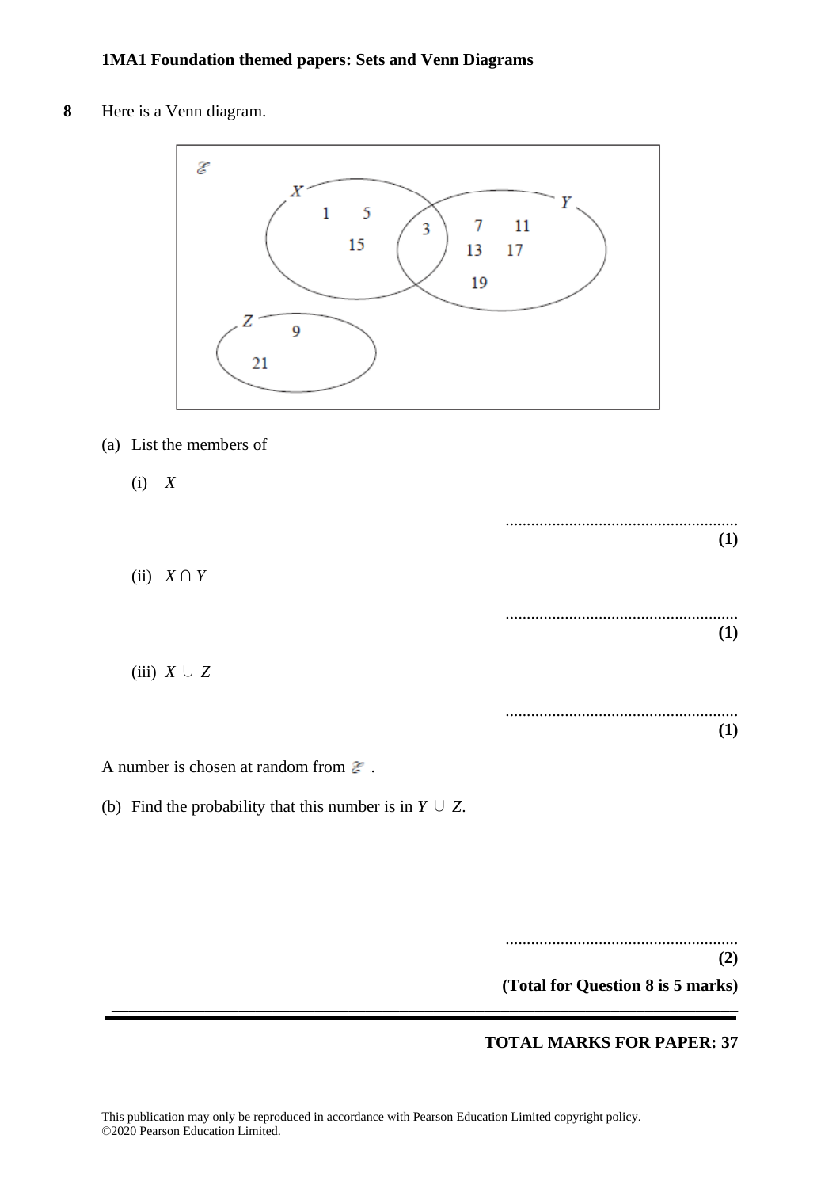**8** Here is a Venn diagram.

ℰ

X

1 5

15

3

7 11

13 17

19

Y

Z

9

21

(a) List the members of

(i) $X$

.......................................................
**(1)**

(ii) $X \cap Y$

.......................................................
**(1)**

(iii) $X \cup Z$

.......................................................
**(1)**

A number is chosen at random from ℰ .

(b) Find the probability that this number is in $Y \cup Z$.

.......................................................
**(2)**

**(Total for Question 8 is 5 marks)**

---

**TOTAL MARKS FOR PAPER: 37**

This publication may only be reproduced in accordance with Pearson Education Limited copyright policy.
©2020 Pearson Education Limited.